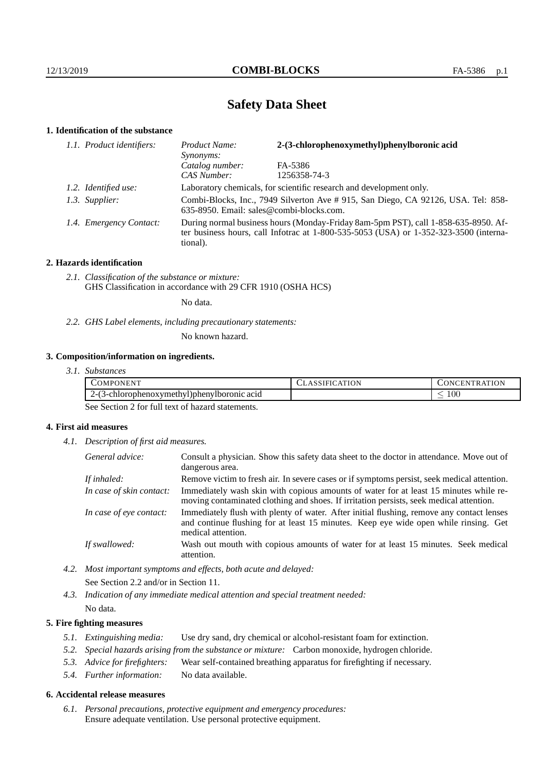# Safety Data Sheet

## 1. Identification of the substance

*1.1. Product identifiers:*

| | |
|---|---|
| *Product Name:* | **2-(3-chlorophenoxymethyl)phenylboronic acid** |
| *Synonyms:* | |
| *Catalog number:* | FA-5386 |
| *CAS Number:* | 1256358-74-3 |

*1.2. Identified use:* Laboratory chemicals, for scientific research and development only.

*1.3. Supplier:* Combi-Blocks, Inc., 7949 Silverton Ave # 915, San Diego, CA 92126, USA. Tel: 858-635-8950. Email: sales@combi-blocks.com.

*1.4. Emergency Contact:* During normal business hours (Monday-Friday 8am-5pm PST), call 1-858-635-8950. After business hours, call Infotrac at 1-800-535-5053 (USA) or 1-352-323-3500 (international).

## 2. Hazards identification

*2.1. Classification of the substance or mixture:*
GHS Classification in accordance with 29 CFR 1910 (OSHA HCS)

No data.

*2.2. GHS Label elements, including precautionary statements:*

No known hazard.

## 3. Composition/information on ingredients.

*3.1. Substances*

| COMPONENT | CLASSIFICATION | CONCENTRATION |
|---|---|---|
| 2-(3-chlorophenoxymethyl)phenylboronic acid | | $\leq 100$ |

See Section 2 for full text of hazard statements.

## 4. First aid measures

*4.1. Description of first aid measures.*

*General advice:* Consult a physician. Show this safety data sheet to the doctor in attendance. Move out of dangerous area.

*If inhaled:* Remove victim to fresh air. In severe cases or if symptoms persist, seek medical attention.

*In case of skin contact:* Immediately wash skin with copious amounts of water for at least 15 minutes while removing contaminated clothing and shoes. If irritation persists, seek medical attention.

*In case of eye contact:* Immediately flush with plenty of water. After initial flushing, remove any contact lenses and continue flushing for at least 15 minutes. Keep eye wide open while rinsing. Get medical attention.

*If swallowed:* Wash out mouth with copious amounts of water for at least 15 minutes. Seek medical attention.

*4.2. Most important symptoms and effects, both acute and delayed:*

See Section 2.2 and/or in Section 11.

*4.3. Indication of any immediate medical attention and special treatment needed:*

No data.

## 5. Fire fighting measures

*5.1. Extinguishing media:* Use dry sand, dry chemical or alcohol-resistant foam for extinction.

*5.2. Special hazards arising from the substance or mixture:* Carbon monoxide, hydrogen chloride.

*5.3. Advice for firefighters:* Wear self-contained breathing apparatus for firefighting if necessary.

*5.4. Further information:* No data available.

## 6. Accidental release measures

*6.1. Personal precautions, protective equipment and emergency procedures:*
Ensure adequate ventilation. Use personal protective equipment.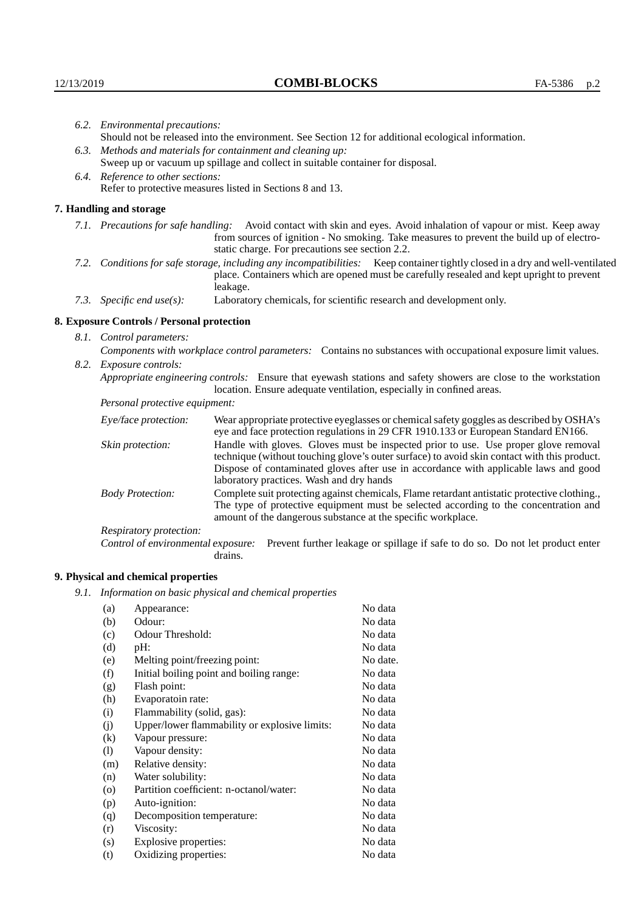*6.2. Environmental precautions:*
Should not be released into the environment. See Section 12 for additional ecological information.

*6.3. Methods and materials for containment and cleaning up:*
Sweep up or vacuum up spillage and collect in suitable container for disposal.

*6.4. Reference to other sections:*
Refer to protective measures listed in Sections 8 and 13.

## 7. Handling and storage

*7.1. Precautions for safe handling:* Avoid contact with skin and eyes. Avoid inhalation of vapour or mist. Keep away from sources of ignition - No smoking. Take measures to prevent the build up of electrostatic charge. For precautions see section 2.2.

*7.2. Conditions for safe storage, including any incompatibilities:* Keep container tightly closed in a dry and well-ventilated place. Containers which are opened must be carefully resealed and kept upright to prevent leakage.

*7.3. Specific end use(s):* Laboratory chemicals, for scientific research and development only.

## 8. Exposure Controls / Personal protection

*8.1. Control parameters:*

*Components with workplace control parameters:* Contains no substances with occupational exposure limit values.

*8.2. Exposure controls:*

*Appropriate engineering controls:* Ensure that eyewash stations and safety showers are close to the workstation location. Ensure adequate ventilation, especially in confined areas.

*Personal protective equipment:*

*Eye/face protection:* Wear appropriate protective eyeglasses or chemical safety goggles as described by OSHA's eye and face protection regulations in 29 CFR 1910.133 or European Standard EN166.

*Skin protection:* Handle with gloves. Gloves must be inspected prior to use. Use proper glove removal technique (without touching glove's outer surface) to avoid skin contact with this product. Dispose of contaminated gloves after use in accordance with applicable laws and good laboratory practices. Wash and dry hands

*Body Protection:* Complete suit protecting against chemicals, Flame retardant antistatic protective clothing., The type of protective equipment must be selected according to the concentration and amount of the dangerous substance at the specific workplace.

*Respiratory protection:*

*Control of environmental exposure:* Prevent further leakage or spillage if safe to do so. Do not let product enter drains.

## 9. Physical and chemical properties

*9.1. Information on basic physical and chemical properties*

| | | |
|---|---|---|
| (a) | Appearance: | No data |
| (b) | Odour: | No data |
| (c) | Odour Threshold: | No data |
| (d) | pH: | No data |
| (e) | Melting point/freezing point: | No date. |
| (f) | Initial boiling point and boiling range: | No data |
| (g) | Flash point: | No data |
| (h) | Evaporatoin rate: | No data |
| (i) | Flammability (solid, gas): | No data |
| (j) | Upper/lower flammability or explosive limits: | No data |
| (k) | Vapour pressure: | No data |
| (l) | Vapour density: | No data |
| (m) | Relative density: | No data |
| (n) | Water solubility: | No data |
| (o) | Partition coefficient: n-octanol/water: | No data |
| (p) | Auto-ignition: | No data |
| (q) | Decomposition temperature: | No data |
| (r) | Viscosity: | No data |
| (s) | Explosive properties: | No data |
| (t) | Oxidizing properties: | No data |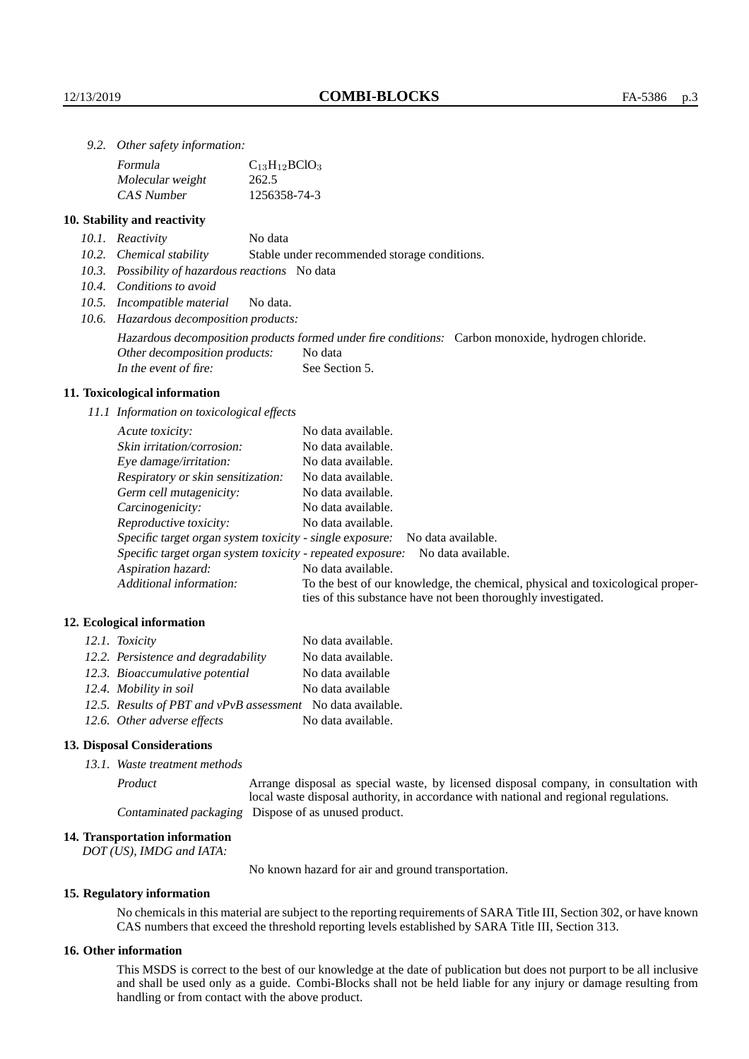*9.2. Other safety information:*

| | |
|---|---|
| *Formula* | $C_{13}H_{12}BClO_3$ |
| *Molecular weight* | 262.5 |
| *CAS Number* | 1256358-74-3 |

## 10. Stability and reactivity

*10.1. Reactivity* No data

*10.2. Chemical stability* Stable under recommended storage conditions.

*10.3. Possibility of hazardous reactions* No data

*10.4. Conditions to avoid*

*10.5. Incompatible material* No data.

*10.6. Hazardous decomposition products:*

*Hazardous decomposition products formed under fire conditions:* Carbon monoxide, hydrogen chloride.

*Other decomposition products:* No data

*In the event of fire:* See Section 5.

## 11. Toxicological information

*11.1 Information on toxicological effects*

| | |
|---|---|
| *Acute toxicity:* | No data available. |
| *Skin irritation/corrosion:* | No data available. |
| *Eye damage/irritation:* | No data available. |
| *Respiratory or skin sensitization:* | No data available. |
| *Germ cell mutagenicity:* | No data available. |
| *Carcinogenicity:* | No data available. |
| *Reproductive toxicity:* | No data available. |
| *Specific target organ system toxicity - single exposure:* | No data available. |
| *Specific target organ system toxicity - repeated exposure:* | No data available. |
| *Aspiration hazard:* | No data available. |
| *Additional information:* | To the best of our knowledge, the chemical, physical and toxicological properties of this substance have not been thoroughly investigated. |

## 12. Ecological information

| | |
|---|---|
| *12.1. Toxicity* | No data available. |
| *12.2. Persistence and degradability* | No data available. |
| *12.3. Bioaccumulative potential* | No data available |
| *12.4. Mobility in soil* | No data available |
| *12.5. Results of PBT and vPvB assessment* | No data available. |
| *12.6. Other adverse effects* | No data available. |

## 13. Disposal Considerations

*13.1. Waste treatment methods*

*Product* Arrange disposal as special waste, by licensed disposal company, in consultation with local waste disposal authority, in accordance with national and regional regulations.

*Contaminated packaging* Dispose of as unused product.

## 14. Transportation information

*DOT (US), IMDG and IATA:*

No known hazard for air and ground transportation.

## 15. Regulatory information

No chemicals in this material are subject to the reporting requirements of SARA Title III, Section 302, or have known CAS numbers that exceed the threshold reporting levels established by SARA Title III, Section 313.

## 16. Other information

This MSDS is correct to the best of our knowledge at the date of publication but does not purport to be all inclusive and shall be used only as a guide. Combi-Blocks shall not be held liable for any injury or damage resulting from handling or from contact with the above product.